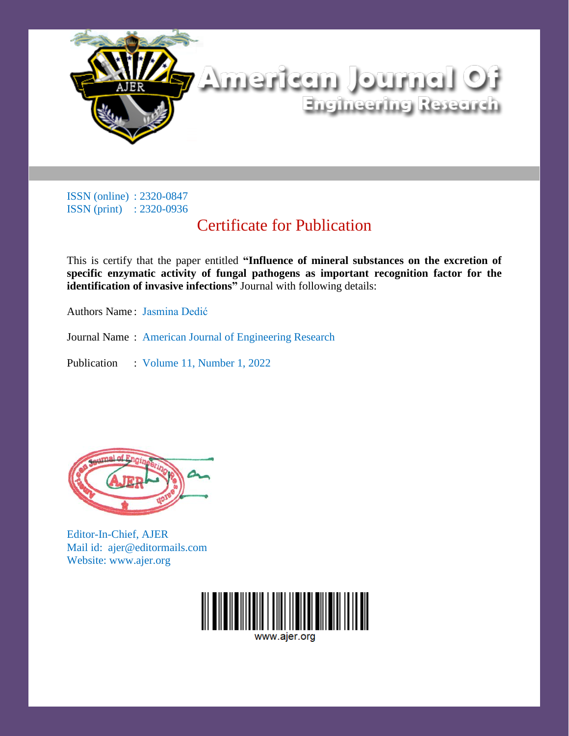# American Journal Of Engineering Research

ISSN (online) : 2320-0847
ISSN (print) : 2320-0936

## Certificate for Publication

This is certify that the paper entitled **"Influence of mineral substances on the excretion of specific enzymatic activity of fungal pathogens as important recognition factor for the identification of invasive infections"** Journal with following details:

Authors Name : Jasmina Dedić

Journal Name : American Journal of Engineering Research

Publication : Volume 11, Number 1, 2022

Editor-In-Chief, AJER
Mail id: ajer@editormails.com
Website: www.ajer.org

www.ajer.org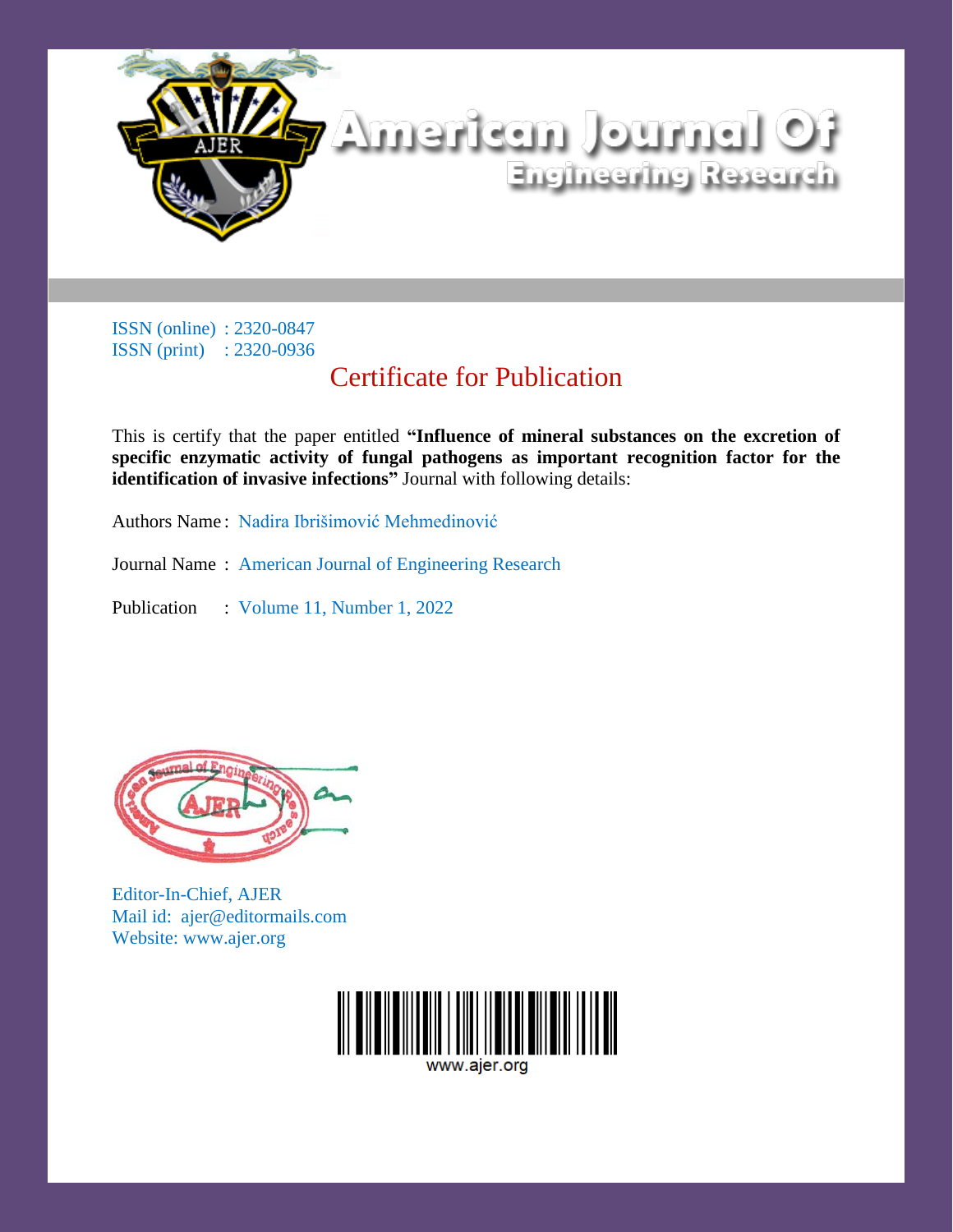# American Journal Of Engineering Research

ISSN (online) : 2320-0847
ISSN (print) : 2320-0936

## Certificate for Publication

This is certify that the paper entitled **"Influence of mineral substances on the excretion of specific enzymatic activity of fungal pathogens as important recognition factor for the identification of invasive infections"** Journal with following details:

Authors Name : Nadira Ibrišimović Mehmedinović

Journal Name : American Journal of Engineering Research

Publication : Volume 11, Number 1, 2022

Editor-In-Chief, AJER
Mail id: ajer@editormails.com
Website: www.ajer.org

www.ajer.org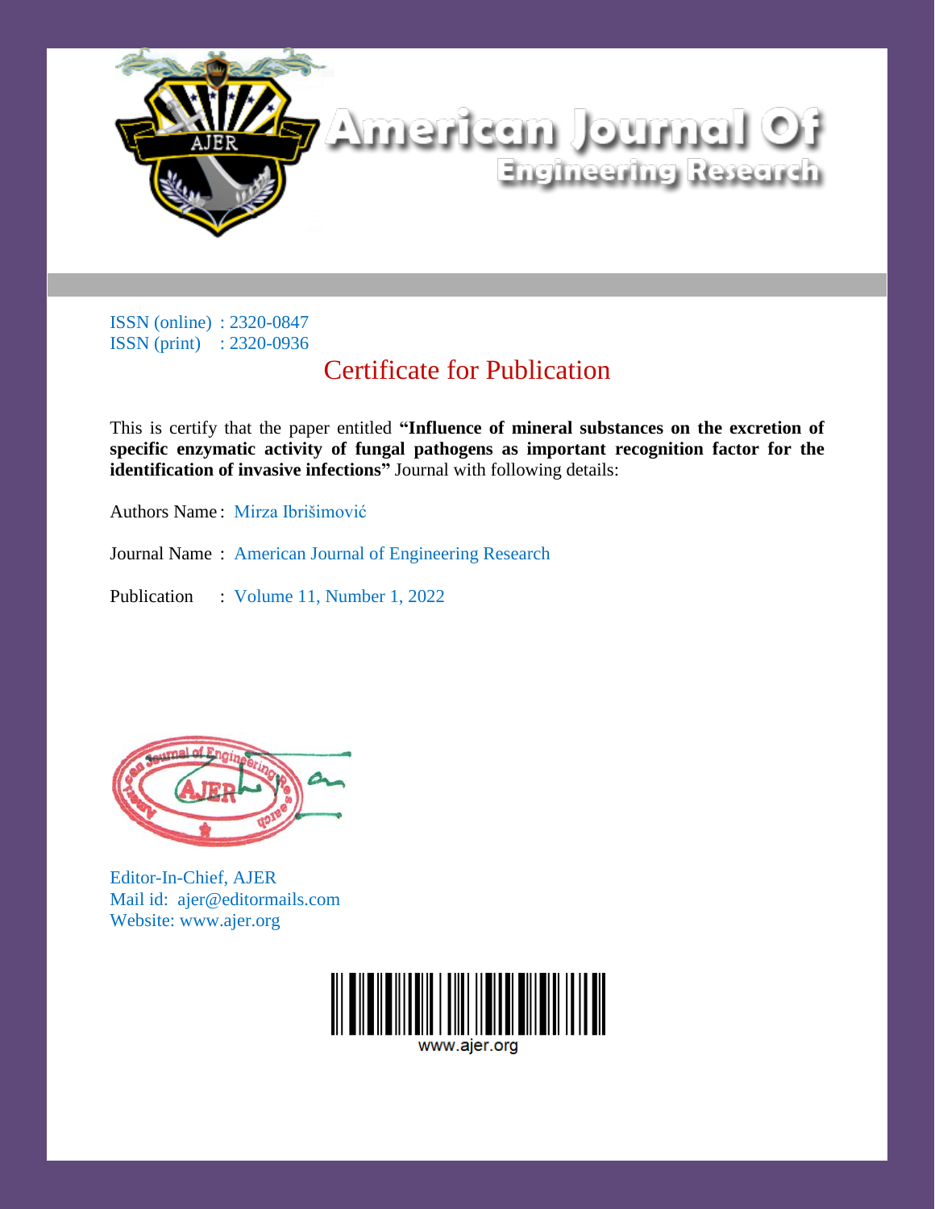# American Journal Of Engineering Research

ISSN (online) : 2320-0847
ISSN (print) : 2320-0936

## Certificate for Publication

This is certify that the paper entitled **“Influence of mineral substances on the excretion of specific enzymatic activity of fungal pathogens as important recognition factor for the identification of invasive infections”** Journal with following details:

Authors Name : Mirza Ibrišimović

Journal Name : American Journal of Engineering Research

Publication : Volume 11, Number 1, 2022

Editor-In-Chief, AJER
Mail id: ajer@editormails.com
Website: www.ajer.org

www.ajer.org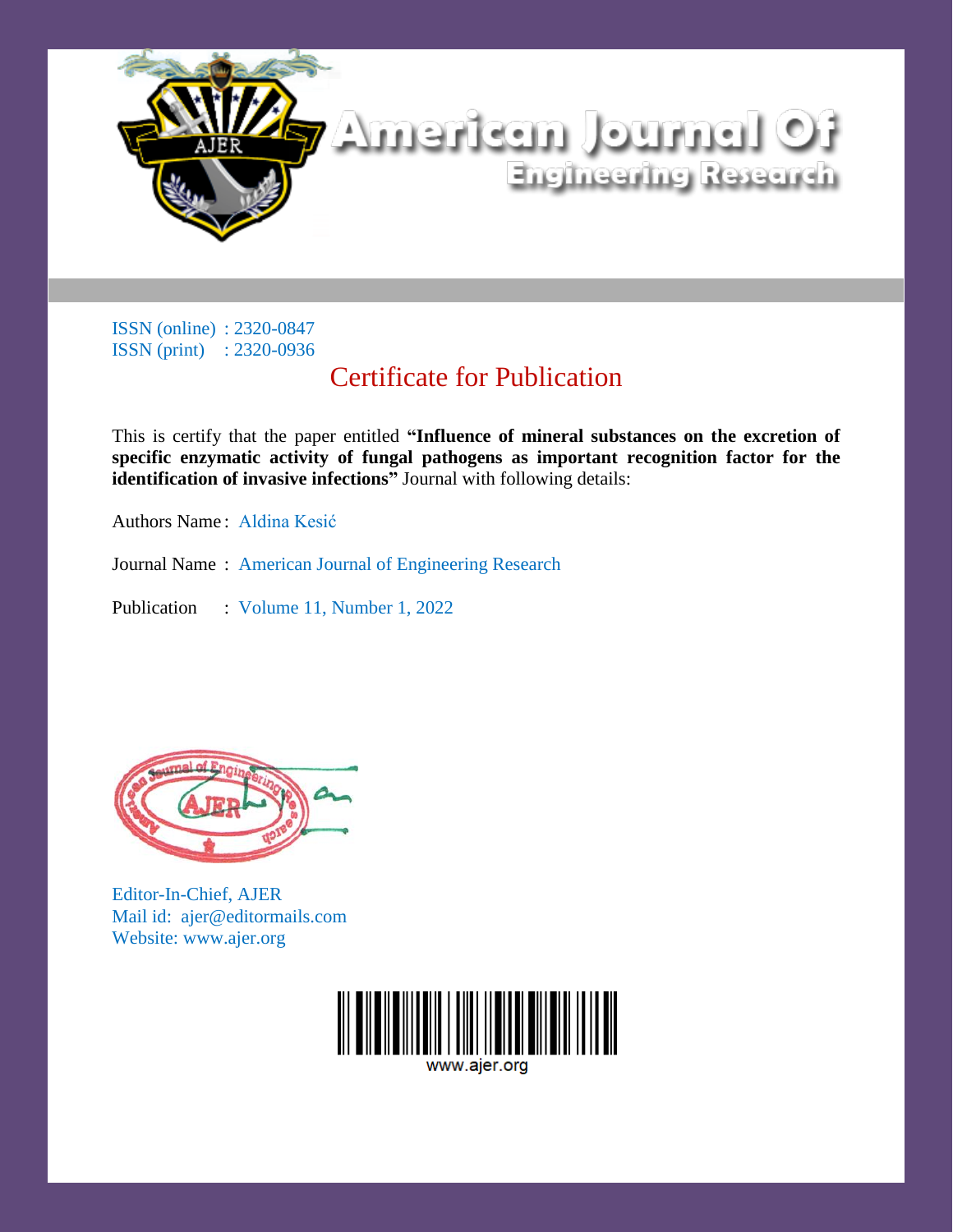# American Journal Of Engineering Research

ISSN (online) : 2320-0847
ISSN (print) : 2320-0936

## Certificate for Publication

This is certify that the paper entitled **"Influence of mineral substances on the excretion of specific enzymatic activity of fungal pathogens as important recognition factor for the identification of invasive infections"** Journal with following details:

Authors Name : Aldina Kesić

Journal Name : American Journal of Engineering Research

Publication : Volume 11, Number 1, 2022

Editor-In-Chief, AJER
Mail id: ajer@editormails.com
Website: www.ajer.org

www.ajer.org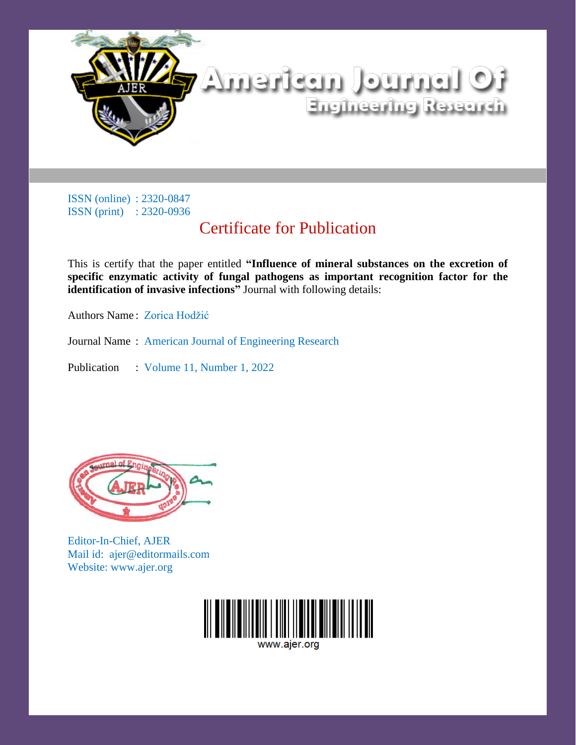# American Journal Of Engineering Research

ISSN (online) : 2320-0847
ISSN (print) : 2320-0936

## Certificate for Publication

This is certify that the paper entitled **"Influence of mineral substances on the excretion of specific enzymatic activity of fungal pathogens as important recognition factor for the identification of invasive infections"** Journal with following details:

Authors Name : Zorica Hodžić

Journal Name : American Journal of Engineering Research

Publication : Volume 11, Number 1, 2022

Editor-In-Chief, AJER
Mail id: ajer@editormails.com
Website: www.ajer.org

www.ajer.org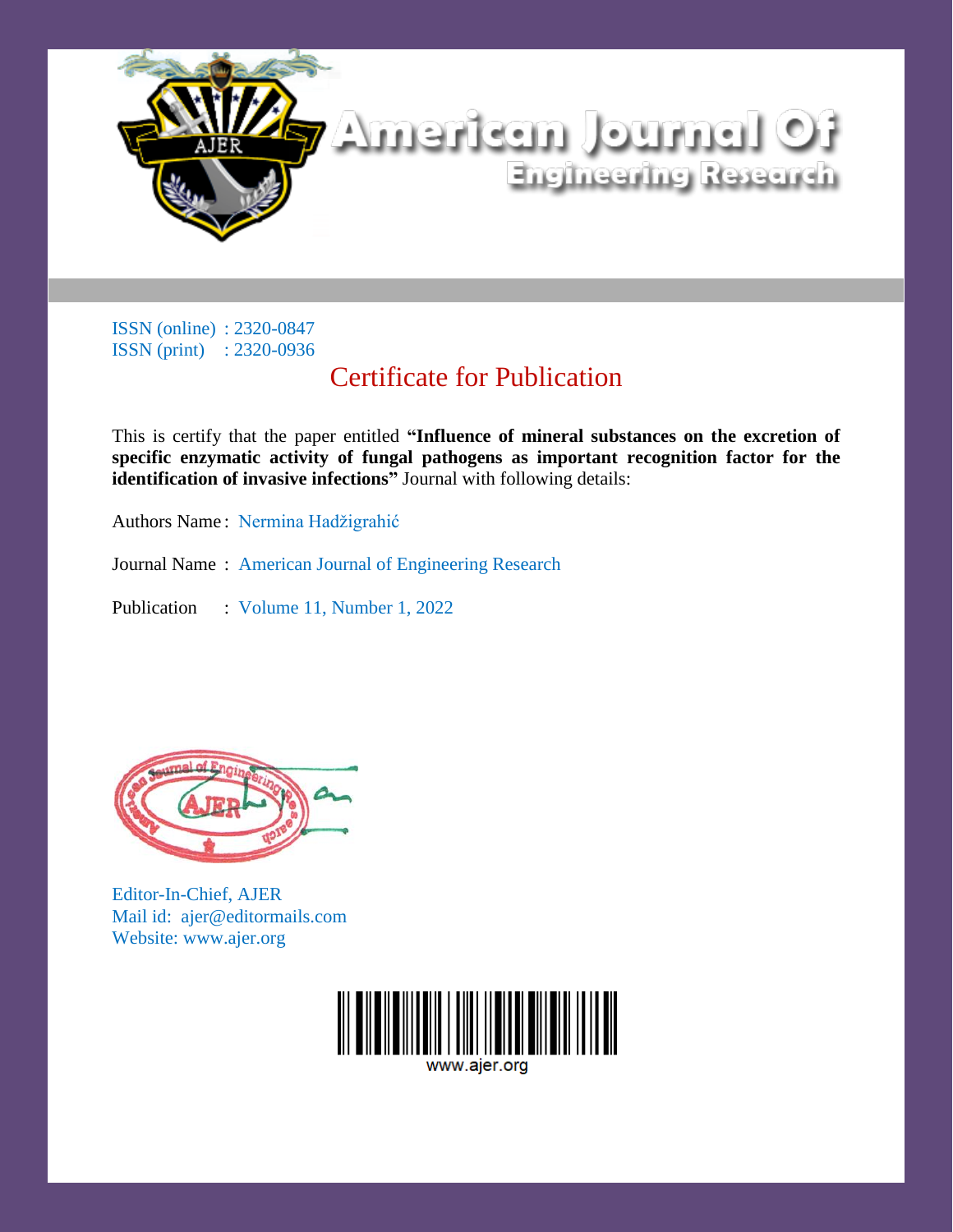# American Journal Of Engineering Research

ISSN (online) : 2320-0847
ISSN (print) : 2320-0936

## Certificate for Publication

This is certify that the paper entitled **"Influence of mineral substances on the excretion of specific enzymatic activity of fungal pathogens as important recognition factor for the identification of invasive infections"** Journal with following details:

Authors Name : Nermina Hadžigrahić

Journal Name : American Journal of Engineering Research

Publication : Volume 11, Number 1, 2022

Editor-In-Chief, AJER
Mail id: ajer@editormails.com
Website: www.ajer.org

www.ajer.org